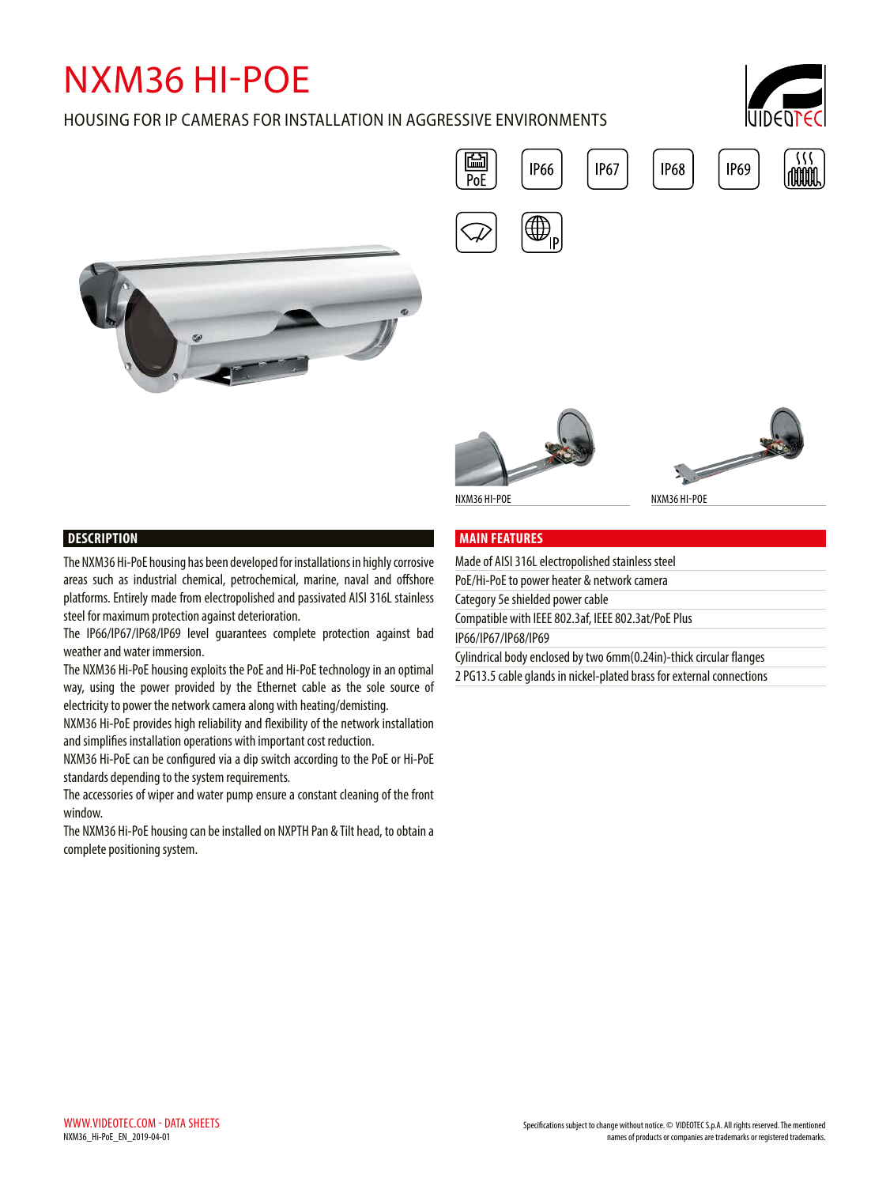# NXM36 HI-POE

HOUSING FOR IP CAMERAS FOR INSTALLATION IN AGGRESSIVE ENVIRONMENTS

PoE | IP66 | IP67 | IP68 | IP69

NXM36 HI-POE

NXM36 HI-POE

## DESCRIPTION

The NXM36 Hi-PoE housing has been developed for installations in highly corrosive areas such as industrial chemical, petrochemical, marine, naval and offshore platforms. Entirely made from electropolished and passivated AISI 316L stainless steel for maximum protection against deterioration.

The IP66/IP67/IP68/IP69 level guarantees complete protection against bad weather and water immersion.

The NXM36 Hi-PoE housing exploits the PoE and Hi-PoE technology in an optimal way, using the power provided by the Ethernet cable as the sole source of electricity to power the network camera along with heating/demisting.

NXM36 Hi-PoE provides high reliability and flexibility of the network installation and simplifies installation operations with important cost reduction.

NXM36 Hi-PoE can be configured via a dip switch according to the PoE or Hi-PoE standards depending to the system requirements.

The accessories of wiper and water pump ensure a constant cleaning of the front window.

The NXM36 Hi-PoE housing can be installed on NXPTH Pan & Tilt head, to obtain a complete positioning system.

## MAIN FEATURES

- Made of AISI 316L electropolished stainless steel
- PoE/Hi-PoE to power heater & network camera
- Category 5e shielded power cable
- Compatible with IEEE 802.3af, IEEE 802.3at/PoE Plus
- IP66/IP67/IP68/IP69
- Cylindrical body enclosed by two 6mm(0.24in)-thick circular flanges
- 2 PG13.5 cable glands in nickel-plated brass for external connections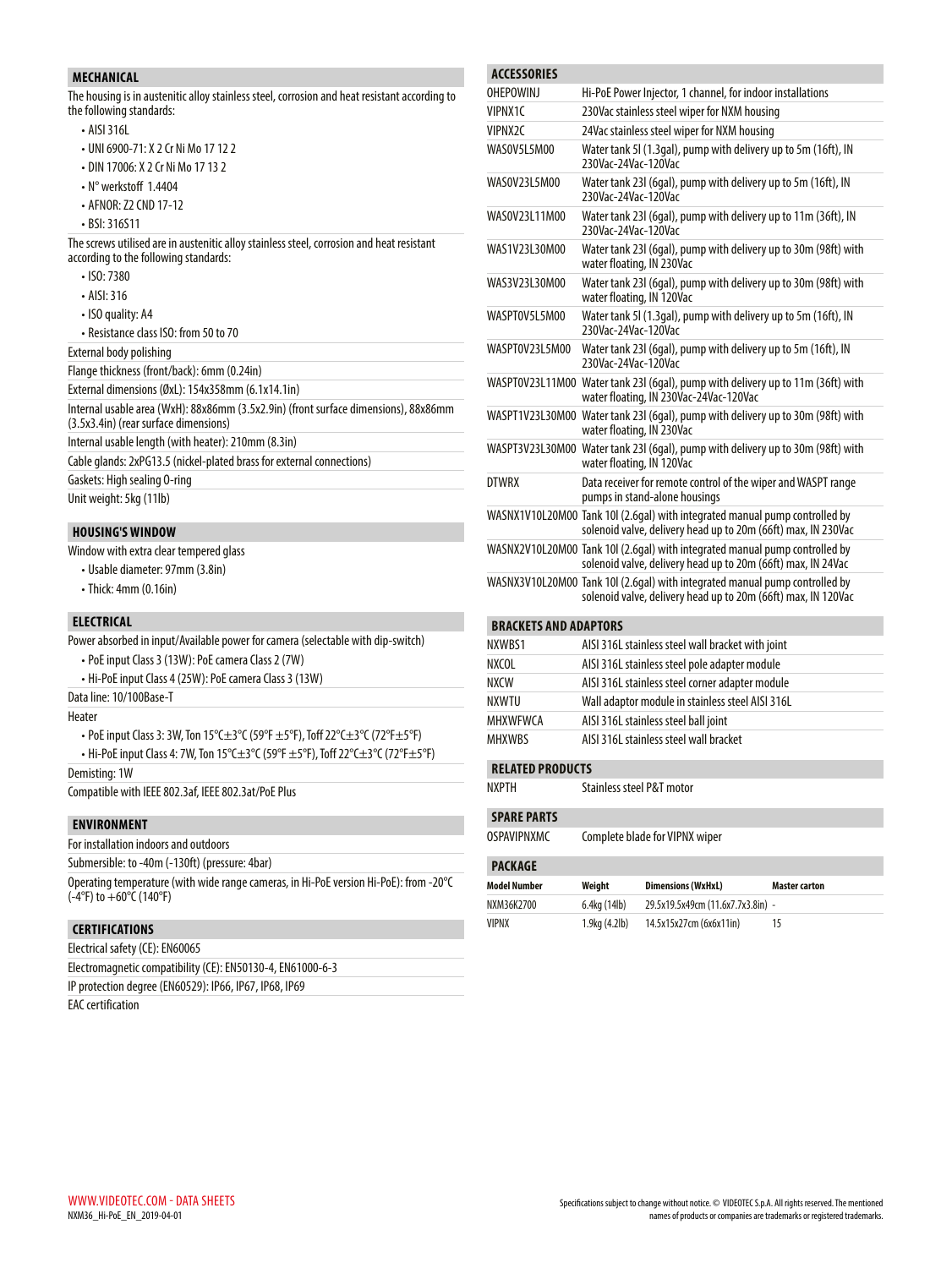## MECHANICAL

The housing is in austenitic alloy stainless steel, corrosion and heat resistant according to the following standards:

- AISI 316L
- UNI 6900-71: X 2 Cr Ni Mo 17 12 2
- DIN 17006: X 2 Cr Ni Mo 17 13 2
- N° werkstoff 1.4404
- AFNOR: Z2 CND 17-12
- BSI: 316S11

The screws utilised are in austenitic alloy stainless steel, corrosion and heat resistant according to the following standards:

- ISO: 7380
- AISI: 316
- ISO quality: A4
- Resistance class ISO: from 50 to 70

External body polishing

Flange thickness (front/back): 6mm (0.24in)

External dimensions (ØxL): 154x358mm (6.1x14.1in)

Internal usable area (WxH): 88x86mm (3.5x2.9in) (front surface dimensions), 88x86mm (3.5x3.4in) (rear surface dimensions)

Internal usable length (with heater): 210mm (8.3in)

Cable glands: 2xPG13.5 (nickel-plated brass for external connections)

Gaskets: High sealing O-ring

Unit weight: 5kg (11lb)

## HOUSING'S WINDOW

Window with extra clear tempered glass

- Usable diameter: 97mm (3.8in)
- Thick: 4mm (0.16in)

## ELECTRICAL

Power absorbed in input/Available power for camera (selectable with dip-switch)

- PoE input Class 3 (13W): PoE camera Class 2 (7W)
- Hi-PoE input Class 4 (25W): PoE camera Class 3 (13W)

Data line: 10/100Base-T

Heater

- PoE input Class 3: 3W, Ton 15°C±3°C (59°F ±5°F), Toff 22°C±3°C (72°F±5°F)
- Hi-PoE input Class 4: 7W, Ton 15°C±3°C (59°F ±5°F), Toff 22°C±3°C (72°F±5°F)

Demisting: 1W

Compatible with IEEE 802.3af, IEEE 802.3at/PoE Plus

## ENVIRONMENT

For installation indoors and outdoors

Submersible: to -40m (-130ft) (pressure: 4bar)

Operating temperature (with wide range cameras, in Hi-PoE version Hi-PoE): from -20°C (-4°F) to +60°C (140°F)

## CERTIFICATIONS

Electrical safety (CE): EN60065

Electromagnetic compatibility (CE): EN50130-4, EN61000-6-3

IP protection degree (EN60529): IP66, IP67, IP68, IP69

EAC certification

## ACCESSORIES

| | |
|---|---|
| OHEPOWINJ | Hi-PoE Power Injector, 1 channel, for indoor installations |
| VIPNX1C | 230Vac stainless steel wiper for NXM housing |
| VIPNX2C | 24Vac stainless steel wiper for NXM housing |
| WASOV5L5M00 | Water tank 5l (1.3gal), pump with delivery up to 5m (16ft), IN 230Vac-24Vac-120Vac |
| WASOV23L5M00 | Water tank 23l (6gal), pump with delivery up to 5m (16ft), IN 230Vac-24Vac-120Vac |
| WASOV23L11M00 | Water tank 23l (6gal), pump with delivery up to 11m (36ft), IN 230Vac-24Vac-120Vac |
| WAS1V23L30M00 | Water tank 23l (6gal), pump with delivery up to 30m (98ft) with water floating, IN 230Vac |
| WAS3V23L30M00 | Water tank 23l (6gal), pump with delivery up to 30m (98ft) with water floating, IN 120Vac |
| WASPT0V5L5M00 | Water tank 5l (1.3gal), pump with delivery up to 5m (16ft), IN 230Vac-24Vac-120Vac |
| WASPT0V23L5M00 | Water tank 23l (6gal), pump with delivery up to 5m (16ft), IN 230Vac-24Vac-120Vac |
| WASPT0V23L11M00 | Water tank 23l (6gal), pump with delivery up to 11m (36ft) with water floating, IN 230Vac-24Vac-120Vac |
| WASPT1V23L30M00 | Water tank 23l (6gal), pump with delivery up to 30m (98ft) with water floating, IN 230Vac |
| WASPT3V23L30M00 | Water tank 23l (6gal), pump with delivery up to 30m (98ft) with water floating, IN 120Vac |
| DTWRX | Data receiver for remote control of the wiper and WASPT range pumps in stand-alone housings |
| WASNX1V10L20M00 | Tank 10l (2.6gal) with integrated manual pump controlled by solenoid valve, delivery head up to 20m (66ft) max, IN 230Vac |
| WASNX2V10L20M00 | Tank 10l (2.6gal) with integrated manual pump controlled by solenoid valve, delivery head up to 20m (66ft) max, IN 24Vac |
| WASNX3V10L20M00 | Tank 10l (2.6gal) with integrated manual pump controlled by solenoid valve, delivery head up to 20m (66ft) max, IN 120Vac |

## BRACKETS AND ADAPTORS

| | |
|---|---|
| NXWBS1 | AISI 316L stainless steel wall bracket with joint |
| NXCOL | AISI 316L stainless steel pole adapter module |
| NXCW | AISI 316L stainless steel corner adapter module |
| NXWTU | Wall adaptor module in stainless steel AISI 316L |
| MHXWFWCA | AISI 316L stainless steel ball joint |
| MHXWBS | AISI 316L stainless steel wall bracket |

## RELATED PRODUCTS

| | |
|---|---|
| NXPTH | Stainless steel P&T motor |

## SPARE PARTS

| | |
|---|---|
| OSPAVIPNXMC | Complete blade for VIPNX wiper |

## PACKAGE

| Model Number | Weight | Dimensions (WxHxL) | Master carton |
|---|---|---|---|
| NXM36K2700 | 6.4kg (14lb) | 29.5x19.5x49cm (11.6x7.7x3.8in) | - |
| VIPNX | 1.9kg (4.2lb) | 14.5x15x27cm (6x6x11in) | 15 |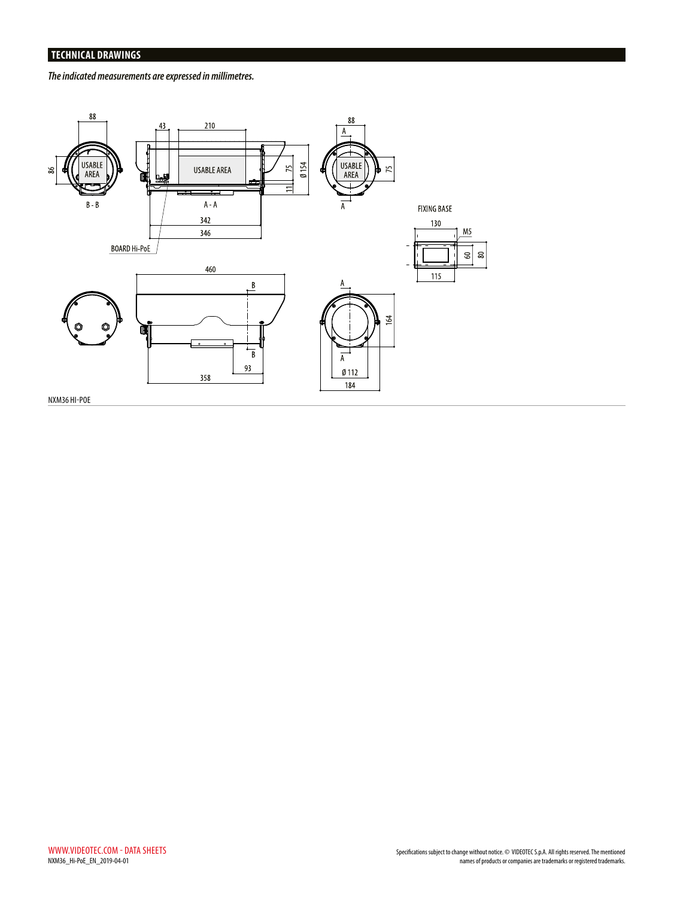## TECHNICAL DRAWINGS

*The indicated measurements are expressed in millimetres.*

88
86
USABLE AREA
B - B

43
210
USABLE AREA
75
Ø 154
11
A - A
342
346
BOARD Hi-PoE

88
A
USABLE AREA
75
A

FIXING BASE
130
M5
60
80
115

460
B
B
93
358

A
164
A
Ø 112
184

NXM36 HI-POE

WWW.VIDEOTEC.COM - DATA SHEETS
NXM36_Hi-PoE_EN_2019-04-01

Specifications subject to change without notice. © VIDEOTEC S.p.A. All rights reserved. The mentioned names of products or companies are trademarks or registered trademarks.